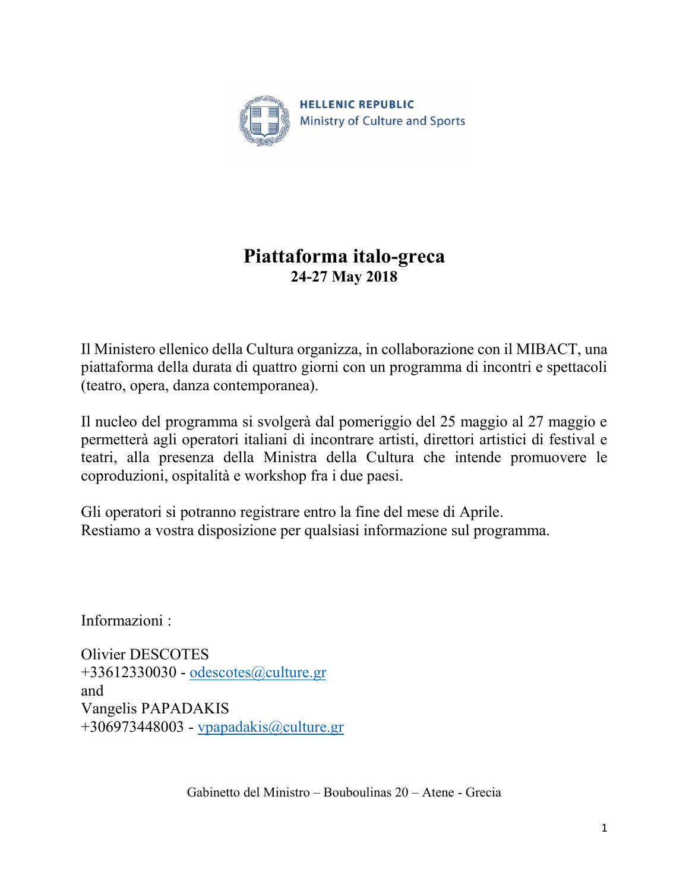HELLENIC REPUBLIC
Ministry of Culture and Sports

# Piattaforma italo-greca

**24-27 May 2018**

Il Ministero ellenico della Cultura organizza, in collaborazione con il MIBACT, una piattaforma della durata di quattro giorni con un programma di incontri e spettacoli (teatro, opera, danza contemporanea).

Il nucleo del programma si svolgerà dal pomeriggio del 25 maggio al 27 maggio e permetterà agli operatori italiani di incontrare artisti, direttori artistici di festival e teatri, alla presenza della Ministra della Cultura che intende promuovere le coproduzioni, ospitalità e workshop fra i due paesi.

Gli operatori si potranno registrare entro la fine del mese di Aprile.
Restiamo a vostra disposizione per qualsiasi informazione sul programma.

Informazioni :

Olivier DESCOTES
+33612330030 - odescotes@culture.gr
and
Vangelis PAPADAKIS
+306973448003 - vpapadakis@culture.gr

Gabinetto del Ministro – Bouboulinas 20 – Atene - Grecia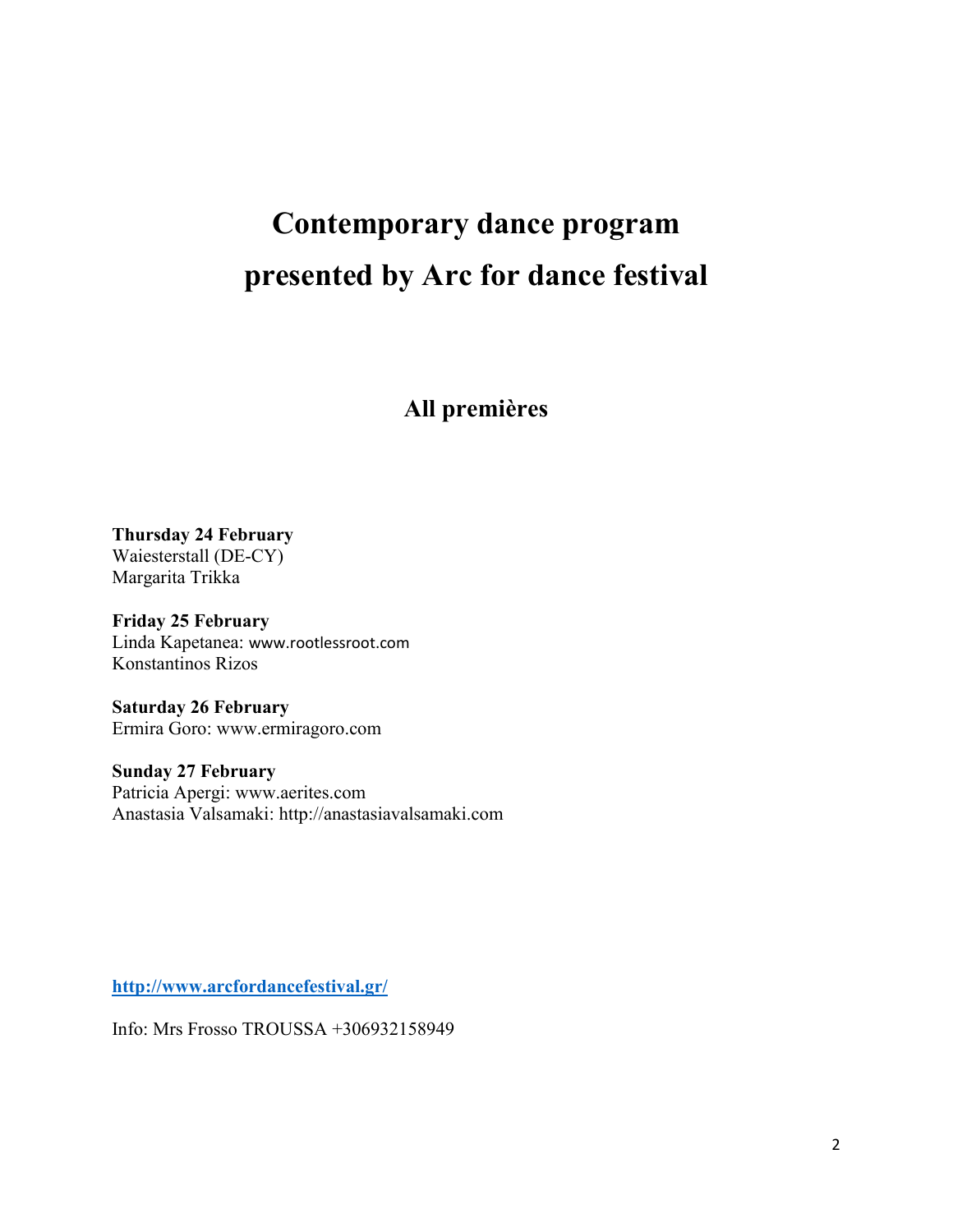# Contemporary dance program presented by Arc for dance festival

## All premières

**Thursday 24 February**
Waiesterstall (DE-CY)
Margarita Trikka

**Friday 25 February**
Linda Kapetanea: www.rootlessroot.com
Konstantinos Rizos

**Saturday 26 February**
Ermira Goro: www.ermiragoro.com

**Sunday 27 February**
Patricia Apergi: www.aerites.com
Anastasia Valsamaki: http://anastasiavalsamaki.com

**http://www.arcfordancefestival.gr/**

Info: Mrs Frosso TROUSSA +306932158949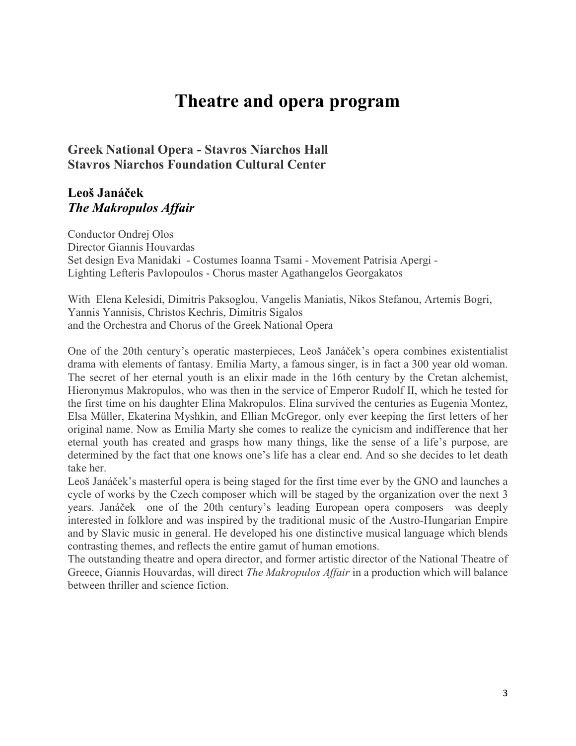# Theatre and opera program

## Greek National Opera - Stavros Niarchos Hall
## Stavros Niarchos Foundation Cultural Center

### Leoš Janáček
### *The Makropulos Affair*

Conductor Ondrej Olos
Director Giannis Houvardas
Set design Eva Manidaki - Costumes Ioanna Tsami - Movement Patrisia Apergi -
Lighting Lefteris Pavlopoulos - Chorus master Agathangelos Georgakatos

With Elena Kelesidi, Dimitris Paksoglou, Vangelis Maniatis, Nikos Stefanou, Artemis Bogri, Yannis Yannisis, Christos Kechris, Dimitris Sigalos
and the Orchestra and Chorus of the Greek National Opera

One of the 20th century's operatic masterpieces, Leoš Janáček's opera combines existentialist drama with elements of fantasy. Emilia Marty, a famous singer, is in fact a 300 year old woman. The secret of her eternal youth is an elixir made in the 16th century by the Cretan alchemist, Hieronymus Makropulos, who was then in the service of Emperor Rudolf II, which he tested for the first time on his daughter Elina Makropulos. Elina survived the centuries as Eugenia Montez, Elsa Müller, Ekaterina Myshkin, and Ellian McGregor, only ever keeping the first letters of her original name. Now as Emilia Marty she comes to realize the cynicism and indifference that her eternal youth has created and grasps how many things, like the sense of a life's purpose, are determined by the fact that one knows one's life has a clear end. And so she decides to let death take her.

Leoš Janáček's masterful opera is being staged for the first time ever by the GNO and launches a cycle of works by the Czech composer which will be staged by the organization over the next 3 years. Janáček –one of the 20th century's leading European opera composers– was deeply interested in folklore and was inspired by the traditional music of the Austro-Hungarian Empire and by Slavic music in general. He developed his one distinctive musical language which blends contrasting themes, and reflects the entire gamut of human emotions.

The outstanding theatre and opera director, and former artistic director of the National Theatre of Greece, Giannis Houvardas, will direct *The Makropulos Affair* in a production which will balance between thriller and science fiction.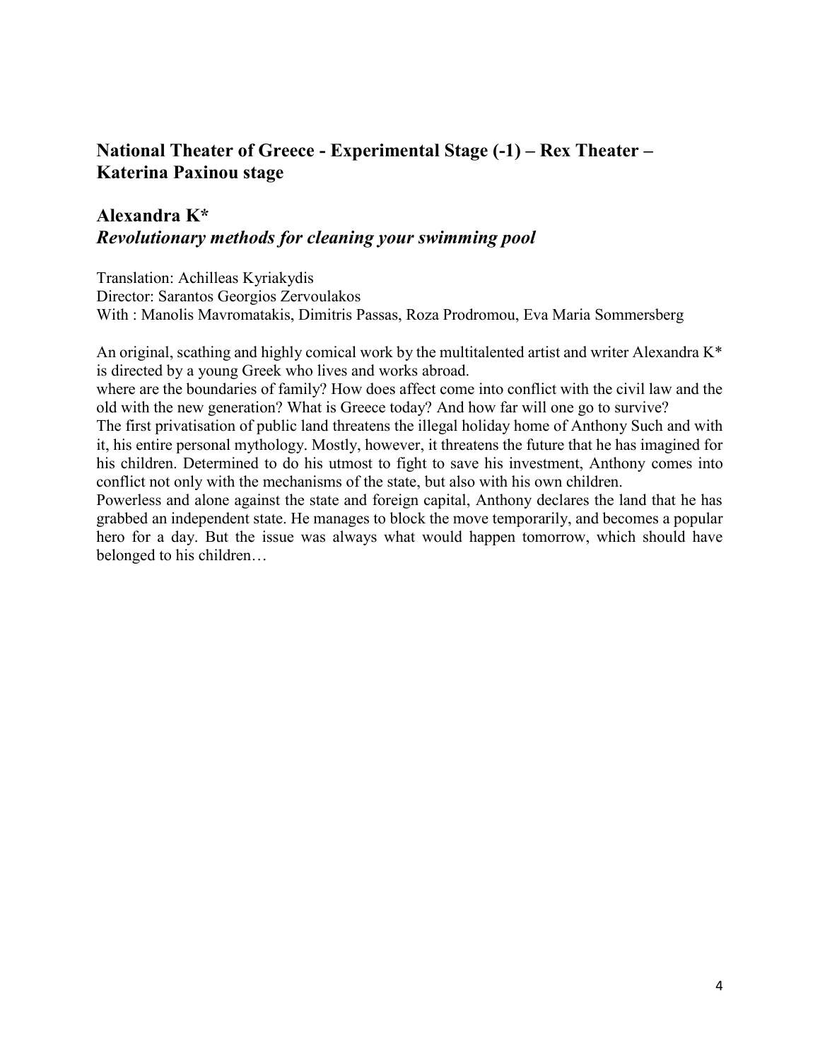## National Theater of Greece - Experimental Stage (-1) – Rex Theater – Katerina Paxinou stage

## Alexandra K*
### *Revolutionary methods for cleaning your swimming pool*

Translation: Achilleas Kyriakydis
Director: Sarantos Georgios Zervoulakos
With : Manolis Mavromatakis, Dimitris Passas, Roza Prodromou, Eva Maria Sommersberg

An original, scathing and highly comical work by the multitalented artist and writer Alexandra K* is directed by a young Greek who lives and works abroad.
where are the boundaries of family? How does affect come into conflict with the civil law and the old with the new generation? What is Greece today? And how far will one go to survive?
The first privatisation of public land threatens the illegal holiday home of Anthony Such and with it, his entire personal mythology. Mostly, however, it threatens the future that he has imagined for his children. Determined to do his utmost to fight to save his investment, Anthony comes into conflict not only with the mechanisms of the state, but also with his own children.
Powerless and alone against the state and foreign capital, Anthony declares the land that he has grabbed an independent state. He manages to block the move temporarily, and becomes a popular hero for a day. But the issue was always what would happen tomorrow, which should have belonged to his children…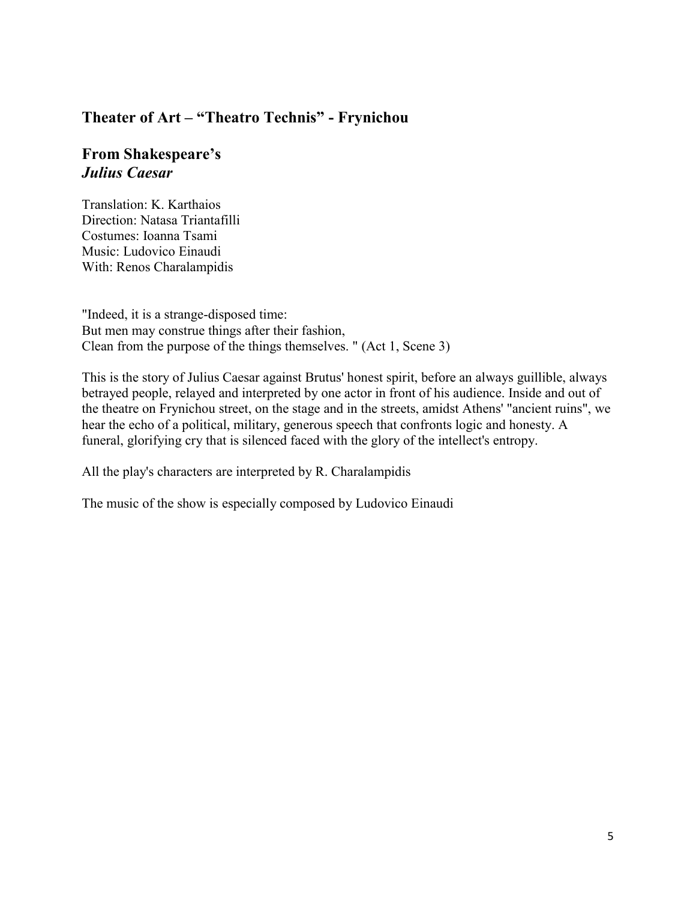## Theater of Art – "Theatro Technis" - Frynichou

## From Shakespeare's
## ***Julius Caesar***

Translation: K. Karthaios
Direction: Natasa Triantafilli
Costumes: Ioanna Tsami
Music: Ludovico Einaudi
With: Renos Charalampidis

"Indeed, it is a strange-disposed time:
But men may construe things after their fashion,
Clean from the purpose of the things themselves. " (Act 1, Scene 3)

This is the story of Julius Caesar against Brutus' honest spirit, before an always guillible, always betrayed people, relayed and interpreted by one actor in front of his audience. Inside and out of the theatre on Frynichou street, on the stage and in the streets, amidst Athens' "ancient ruins", we hear the echo of a political, military, generous speech that confronts logic and honesty. A funeral, glorifying cry that is silenced faced with the glory of the intellect's entropy.

All the play's characters are interpreted by R. Charalampidis

The music of the show is especially composed by Ludovico Einaudi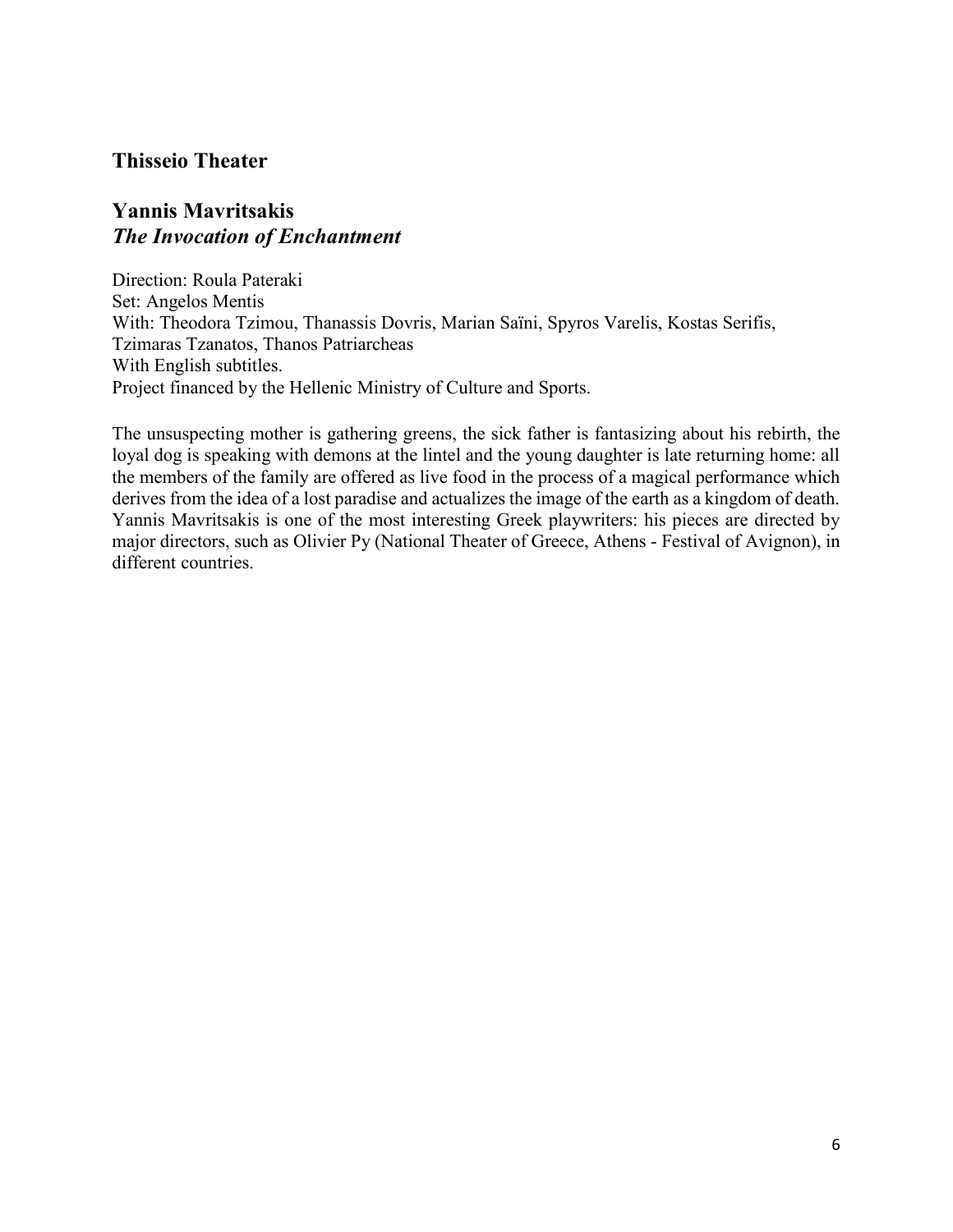## Thisseio Theater

## Yannis Mavritsakis
### *The Invocation of Enchantment*

Direction: Roula Pateraki
Set: Angelos Mentis
With: Theodora Tzimou, Thanassis Dovris, Marian Saïni, Spyros Varelis, Kostas Serifis, Tzimaras Tzanatos, Thanos Patriarcheas
With English subtitles.
Project financed by the Hellenic Ministry of Culture and Sports.

The unsuspecting mother is gathering greens, the sick father is fantasizing about his rebirth, the loyal dog is speaking with demons at the lintel and the young daughter is late returning home: all the members of the family are offered as live food in the process of a magical performance which derives from the idea of a lost paradise and actualizes the image of the earth as a kingdom of death. Yannis Mavritsakis is one of the most interesting Greek playwriters: his pieces are directed by major directors, such as Olivier Py (National Theater of Greece, Athens - Festival of Avignon), in different countries.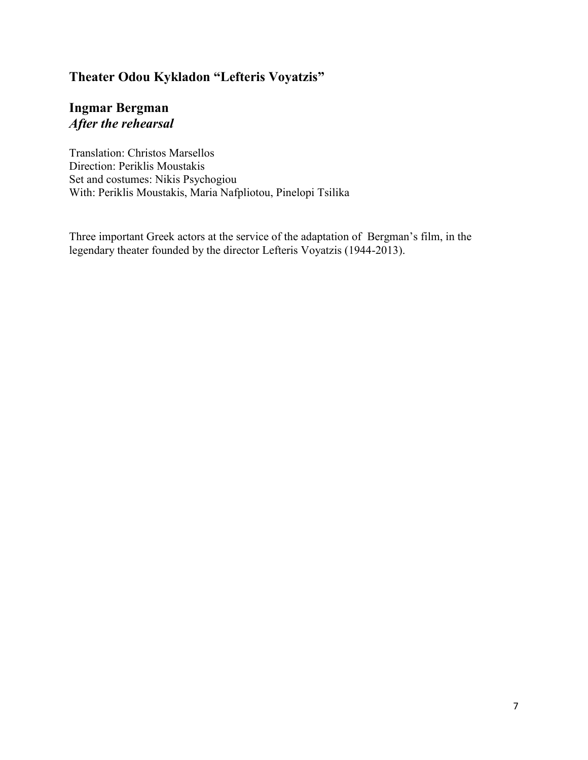## Theater Odou Kykladon "Lefteris Voyatzis"

## Ingmar Bergman
### *After the rehearsal*

Translation: Christos Marsellos
Direction: Periklis Moustakis
Set and costumes: Nikis Psychogiou
With: Periklis Moustakis, Maria Nafpliotou, Pinelopi Tsilika

Three important Greek actors at the service of the adaptation of Bergman's film, in the legendary theater founded by the director Lefteris Voyatzis (1944-2013).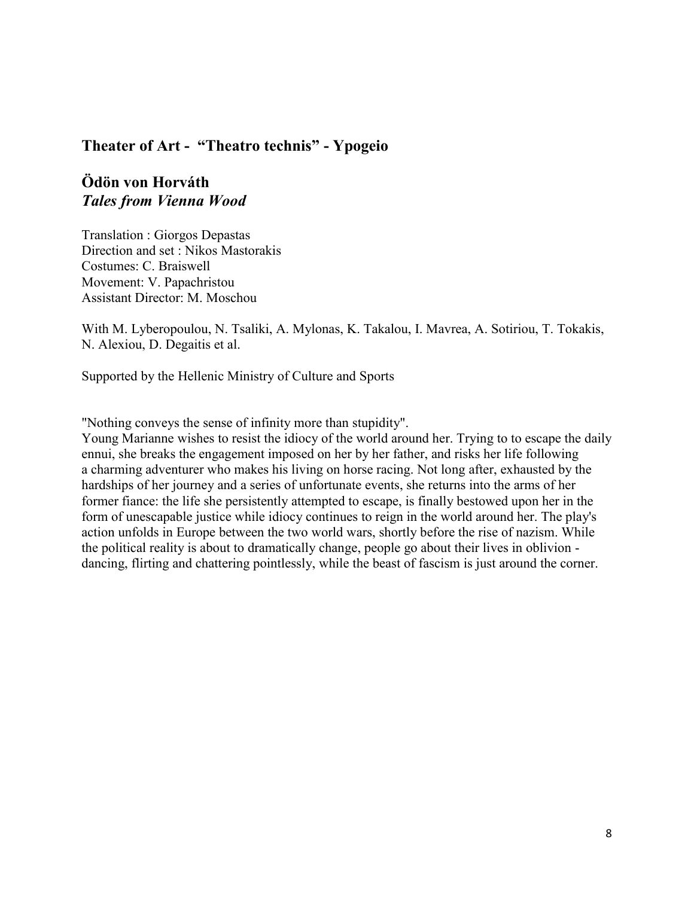## Theater of Art - "Theatro technis" - Ypogeio

## Ödön von Horváth
### *Tales from Vienna Wood*

Translation : Giorgos Depastas
Direction and set : Nikos Mastorakis
Costumes: C. Braiswell
Movement: V. Papachristou
Assistant Director: M. Moschou

With M. Lyberopoulou, N. Tsaliki, A. Mylonas, K. Takalou, I. Mavrea, A. Sotiriou, T. Tokakis, N. Alexiou, D. Degaitis et al.

Supported by the Hellenic Ministry of Culture and Sports

"Nothing conveys the sense of infinity more than stupidity".
Young Marianne wishes to resist the idiocy of the world around her. Trying to to escape the daily ennui, she breaks the engagement imposed on her by her father, and risks her life following a charming adventurer who makes his living on horse racing. Not long after, exhausted by the hardships of her journey and a series of unfortunate events, she returns into the arms of her former fiance: the life she persistently attempted to escape, is finally bestowed upon her in the form of unescapable justice while idiocy continues to reign in the world around her. The play's action unfolds in Europe between the two world wars, shortly before the rise of nazism. While the political reality is about to dramatically change, people go about their lives in oblivion - dancing, flirting and chattering pointlessly, while the beast of fascism is just around the corner.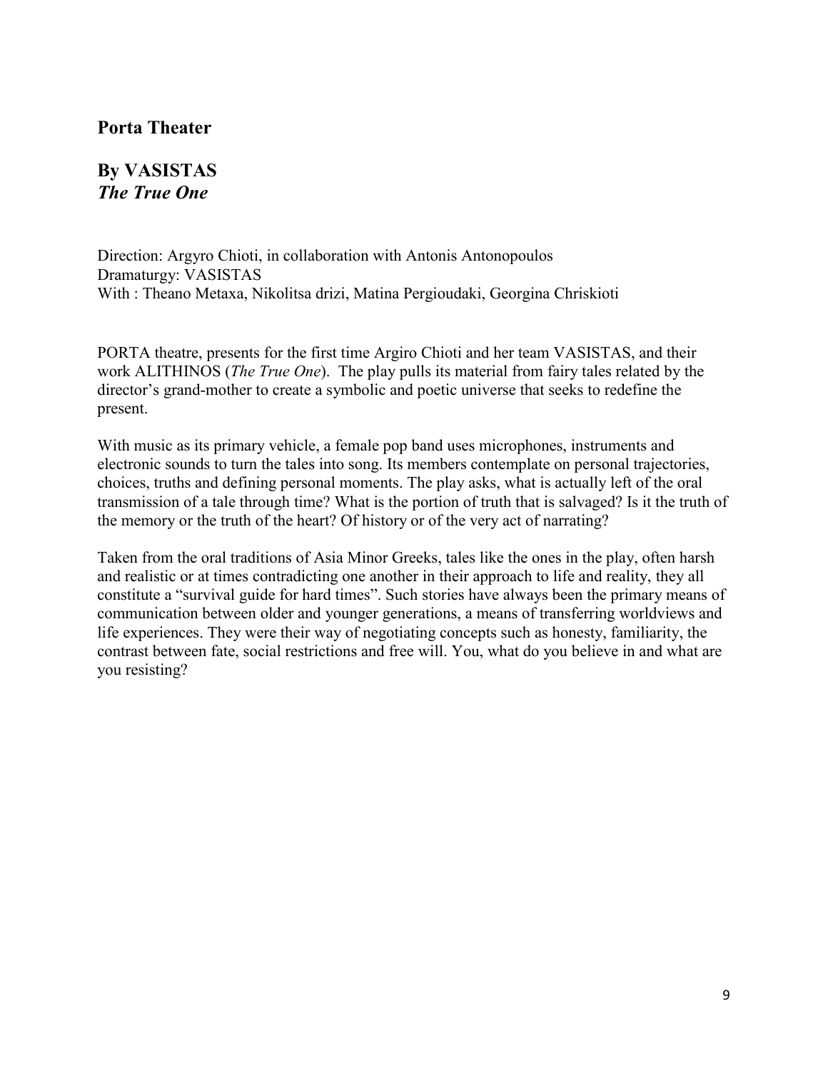## Porta Theater

## By VASISTAS
***The True One***

Direction: Argyro Chioti, in collaboration with Antonis Antonopoulos
Dramaturgy: VASISTAS
With : Theano Metaxa, Nikolitsa drizi, Matina Pergioudaki, Georgina Chriskioti

PORTA theatre, presents for the first time Argiro Chioti and her team VASISTAS, and their work ALITHINOS (*The True One*). The play pulls its material from fairy tales related by the director's grand-mother to create a symbolic and poetic universe that seeks to redefine the present.

With music as its primary vehicle, a female pop band uses microphones, instruments and electronic sounds to turn the tales into song. Its members contemplate on personal trajectories, choices, truths and defining personal moments. The play asks, what is actually left of the oral transmission of a tale through time? What is the portion of truth that is salvaged? Is it the truth of the memory or the truth of the heart? Of history or of the very act of narrating?

Taken from the oral traditions of Asia Minor Greeks, tales like the ones in the play, often harsh and realistic or at times contradicting one another in their approach to life and reality, they all constitute a "survival guide for hard times". Such stories have always been the primary means of communication between older and younger generations, a means of transferring worldviews and life experiences. They were their way of negotiating concepts such as honesty, familiarity, the contrast between fate, social restrictions and free will. You, what do you believe in and what are you resisting?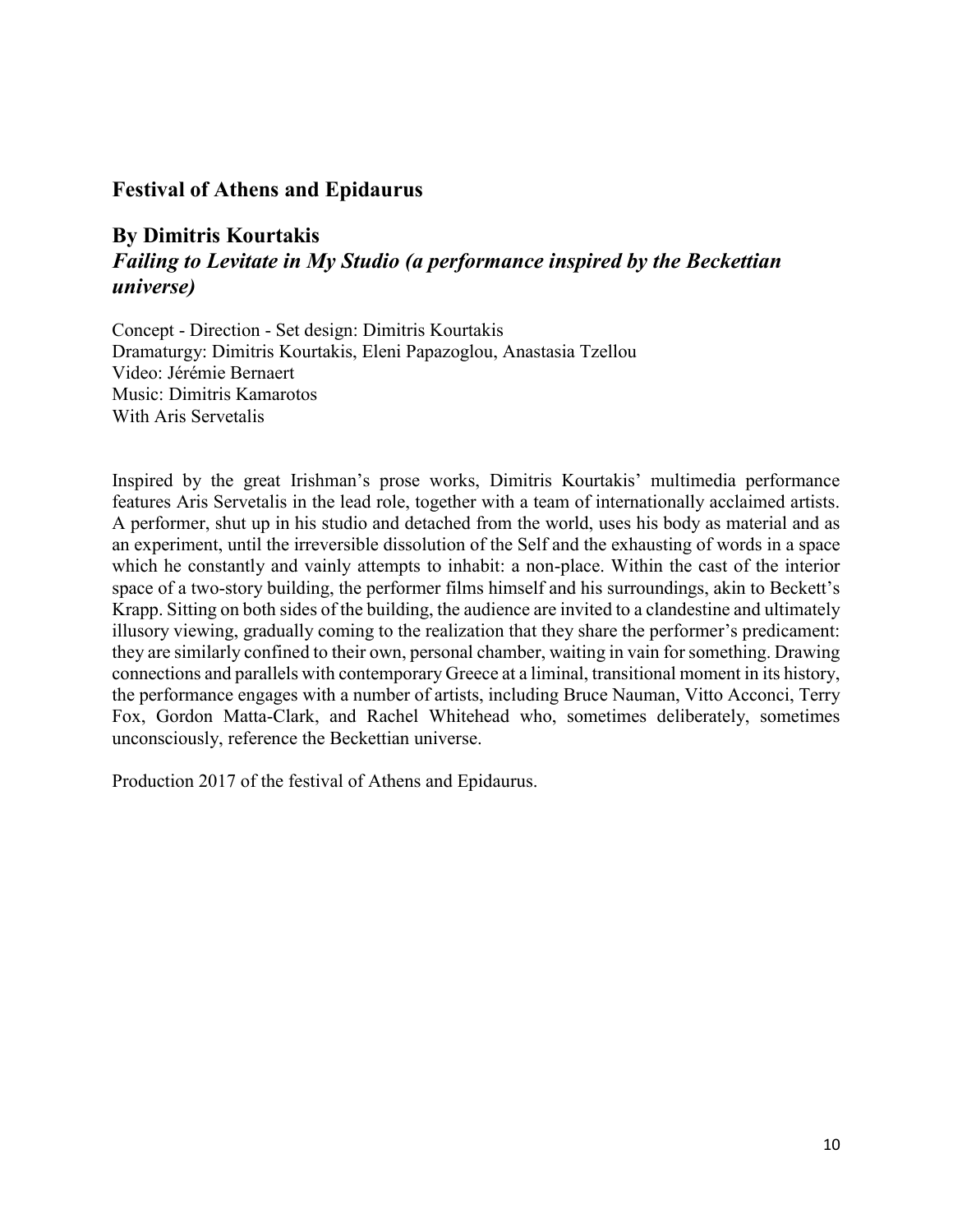## Festival of Athens and Epidaurus

## By Dimitris Kourtakis

### *Failing to Levitate in My Studio (a performance inspired by the Beckettian universe)*

Concept - Direction - Set design: Dimitris Kourtakis  
Dramaturgy: Dimitris Kourtakis, Eleni Papazoglou, Anastasia Tzellou  
Video: Jérémie Bernaert  
Music: Dimitris Kamarotos  
With Aris Servetalis

Inspired by the great Irishman's prose works, Dimitris Kourtakis' multimedia performance features Aris Servetalis in the lead role, together with a team of internationally acclaimed artists. A performer, shut up in his studio and detached from the world, uses his body as material and as an experiment, until the irreversible dissolution of the Self and the exhausting of words in a space which he constantly and vainly attempts to inhabit: a non-place. Within the cast of the interior space of a two-story building, the performer films himself and his surroundings, akin to Beckett's Krapp. Sitting on both sides of the building, the audience are invited to a clandestine and ultimately illusory viewing, gradually coming to the realization that they share the performer's predicament: they are similarly confined to their own, personal chamber, waiting in vain for something. Drawing connections and parallels with contemporary Greece at a liminal, transitional moment in its history, the performance engages with a number of artists, including Bruce Nauman, Vitto Acconci, Terry Fox, Gordon Matta-Clark, and Rachel Whitehead who, sometimes deliberately, sometimes unconsciously, reference the Beckettian universe.

Production 2017 of the festival of Athens and Epidaurus.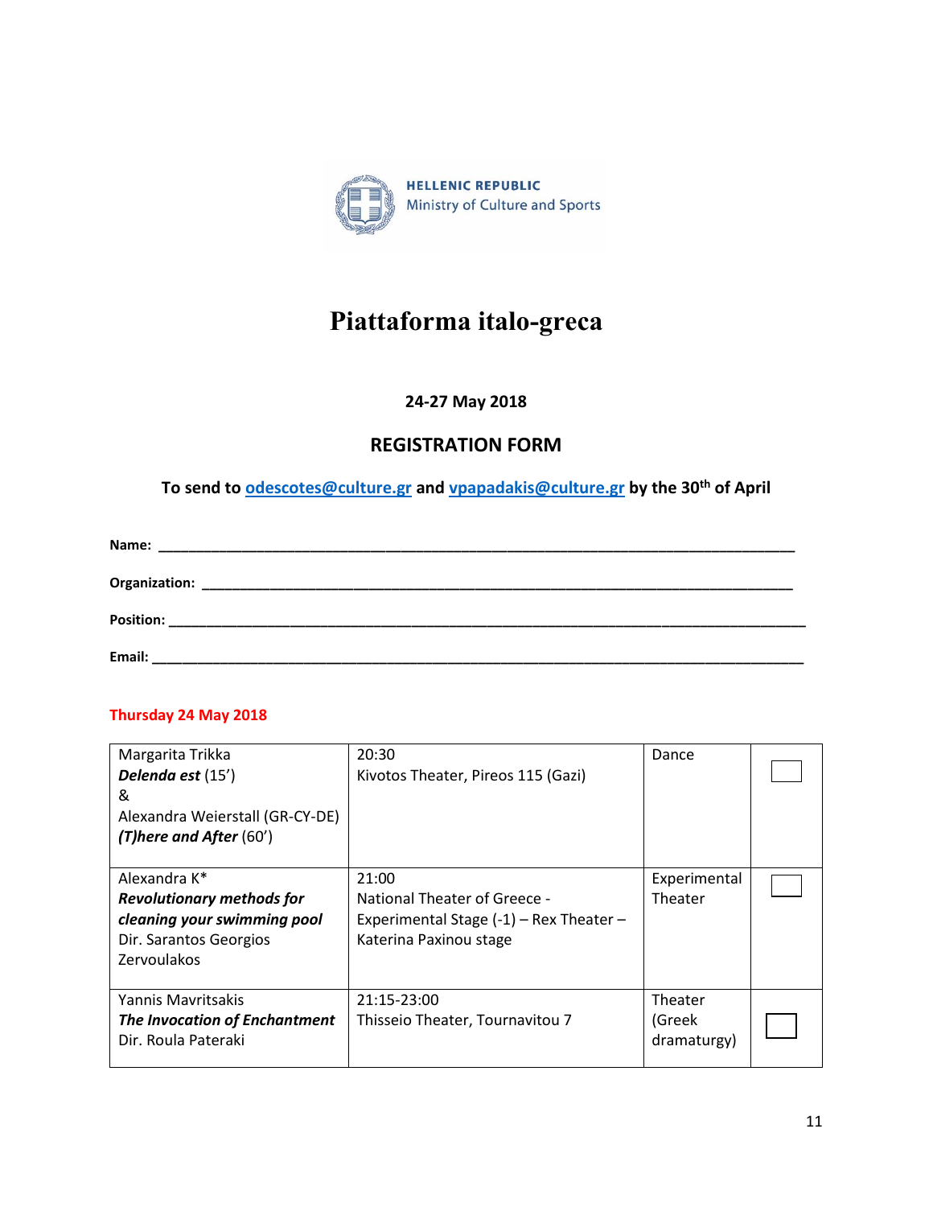HELLENIC REPUBLIC
Ministry of Culture and Sports

# Piattaforma italo-greca

**24-27 May 2018**

## REGISTRATION FORM

**To send to odescotes@culture.gr and vpapadakis@culture.gr by the 30th of April**

**Name:** ____________________________________________________________________________

**Organization:** ______________________________________________________________________

**Position:** __________________________________________________________________________

**Email:** ____________________________________________________________________________

**Thursday 24 May 2018**

| | | | |
|---|---|---|---|
| Margarita Trikka<br>***Delenda est*** (15')<br>&<br>Alexandra Weierstall (GR-CY-DE)<br>***(T)here and After*** (60') | 20:30<br>Kivotos Theater, Pireos 115 (Gazi) | Dance | ☐ |
| Alexandra K*<br>***Revolutionary methods for cleaning your swimming pool***<br>Dir. Sarantos Georgios Zervoulakos | 21:00<br>National Theater of Greece - Experimental Stage (-1) – Rex Theater – Katerina Paxinou stage | Experimental Theater | ☐ |
| Yannis Mavritsakis<br>***The Invocation of Enchantment***<br>Dir. Roula Pateraki | 21:15-23:00<br>Thisseio Theater, Tournavitou 7 | Theater (Greek dramaturgy) | ☐ |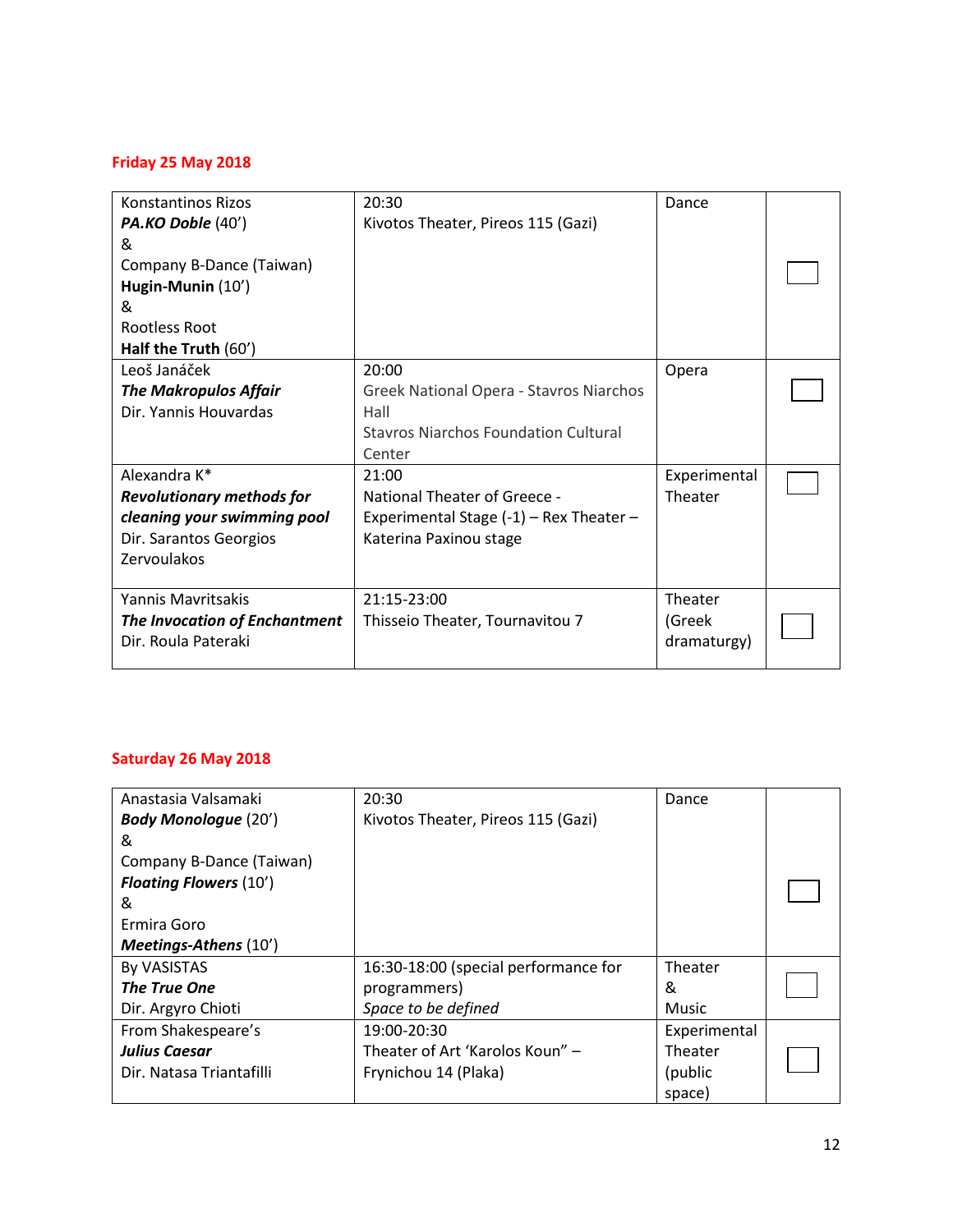**Friday 25 May 2018**

| | | | |
|---|---|---|---|
| Konstantinos Rizos<br>***PA.KO Doble*** (40')<br>&<br>Company B-Dance (Taiwan)<br>**Hugin-Munin** (10')<br>&<br>Rootless Root<br>**Half the Truth** (60') | 20:30<br>Kivotos Theater, Pireos 115 (Gazi) | Dance | ☐ |
| Leoš Janáček<br>***The Makropulos Affair***<br>Dir. Yannis Houvardas | 20:00<br>Greek National Opera - Stavros Niarchos Hall<br>Stavros Niarchos Foundation Cultural Center | Opera | ☐ |
| Alexandra K*<br>***Revolutionary methods for cleaning your swimming pool***<br>Dir. Sarantos Georgios Zervoulakos | 21:00<br>National Theater of Greece - Experimental Stage (-1) – Rex Theater – Katerina Paxinou stage | Experimental Theater | ☐ |
| Yannis Mavritsakis<br>***The Invocation of Enchantment***<br>Dir. Roula Pateraki | 21:15-23:00<br>Thisseio Theater, Tournavitou 7 | Theater (Greek dramaturgy) | ☐ |

**Saturday 26 May 2018**

| | | | |
|---|---|---|---|
| Anastasia Valsamaki<br>***Body Monologue*** (20')<br>&<br>Company B-Dance (Taiwan)<br>***Floating Flowers*** (10')<br>&<br>Ermira Goro<br>***Meetings-Athens*** (10') | 20:30<br>Kivotos Theater, Pireos 115 (Gazi) | Dance | ☐ |
| By VASISTAS<br>***The True One***<br>Dir. Argyro Chioti | 16:30-18:00 (special performance for programmers)<br>*Space to be defined* | Theater<br>&<br>Music | ☐ |
| From Shakespeare's<br>***Julius Caesar***<br>Dir. Natasa Triantafilli | 19:00-20:30<br>Theater of Art 'Karolos Koun" – Frynichou 14 (Plaka) | Experimental Theater (public space) | ☐ |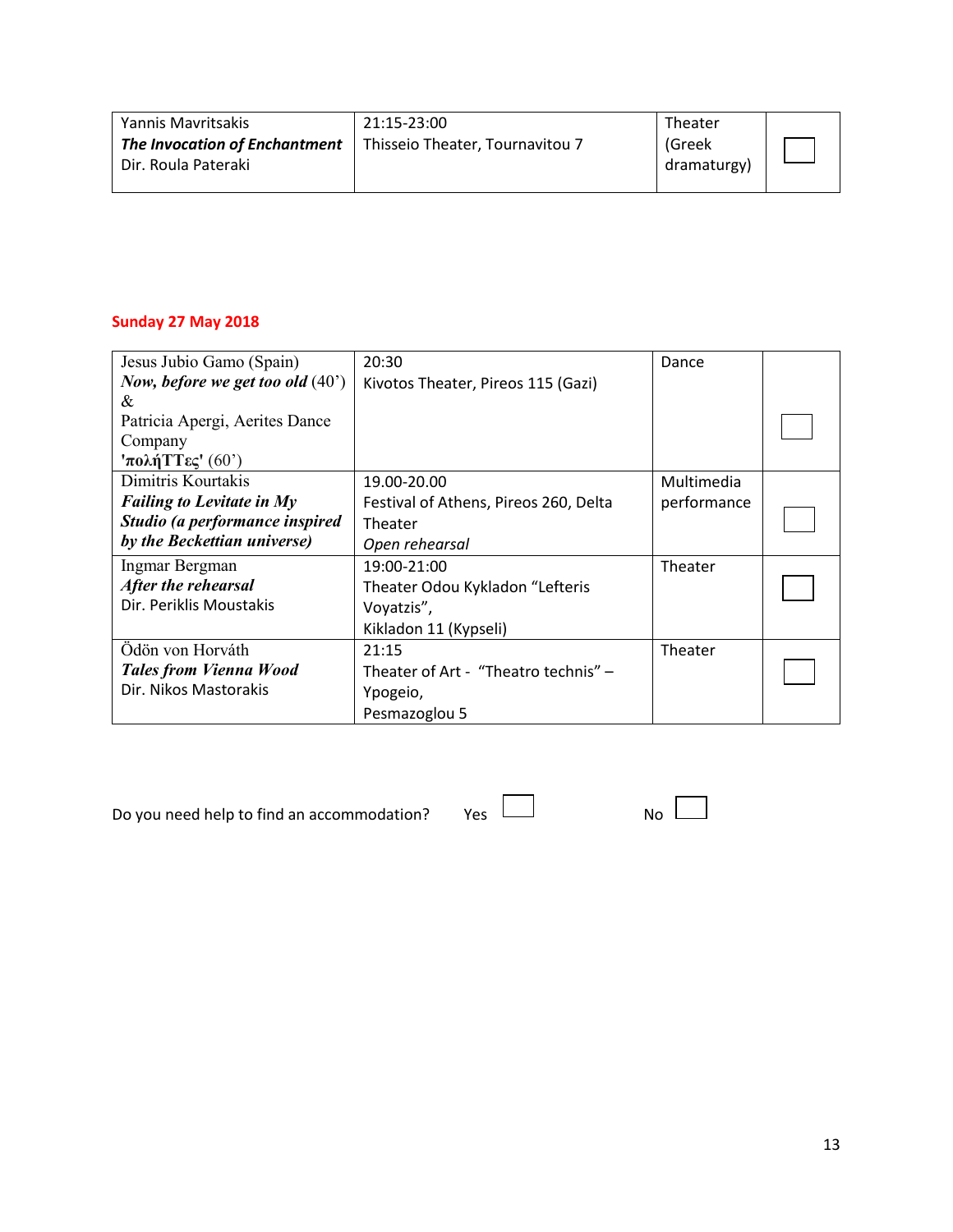| | | | |
|---|---|---|---|
| Yannis Mavritsakis<br>***The Invocation of Enchantment***<br>Dir. Roula Pateraki | 21:15-23:00<br>Thisseio Theater, Tournavitou 7 | Theater (Greek dramaturgy) | ☐ |

**Sunday 27 May 2018**

| | | | |
|---|---|---|---|
| Jesus Jubio Gamo (Spain)<br>***Now, before we get too old*** (40')<br>&<br>Patricia Apergi, Aerites Dance Company<br>**'πολήΤΤες'** (60') | 20:30<br>Kivotos Theater, Pireos 115 (Gazi) | Dance | ☐ |
| Dimitris Kourtakis<br>***Failing to Levitate in My Studio (a performance inspired by the Beckettian universe)*** | 19.00-20.00<br>Festival of Athens, Pireos 260, Delta Theater<br>*Open rehearsal* | Multimedia performance | ☐ |
| Ingmar Bergman<br>***After the rehearsal***<br>Dir. Periklis Moustakis | 19:00-21:00<br>Theater Odou Kykladon "Lefteris Voyatzis",<br>Kikladon 11 (Kypseli) | Theater | ☐ |
| Ödön von Horváth<br>***Tales from Vienna Wood***<br>Dir. Nikos Mastorakis | 21:15<br>Theater of Art - "Theatro technis" – Ypogeio,<br>Pesmazoglou 5 | Theater | ☐ |

Do you need help to find an accommodation? Yes ☐ No ☐